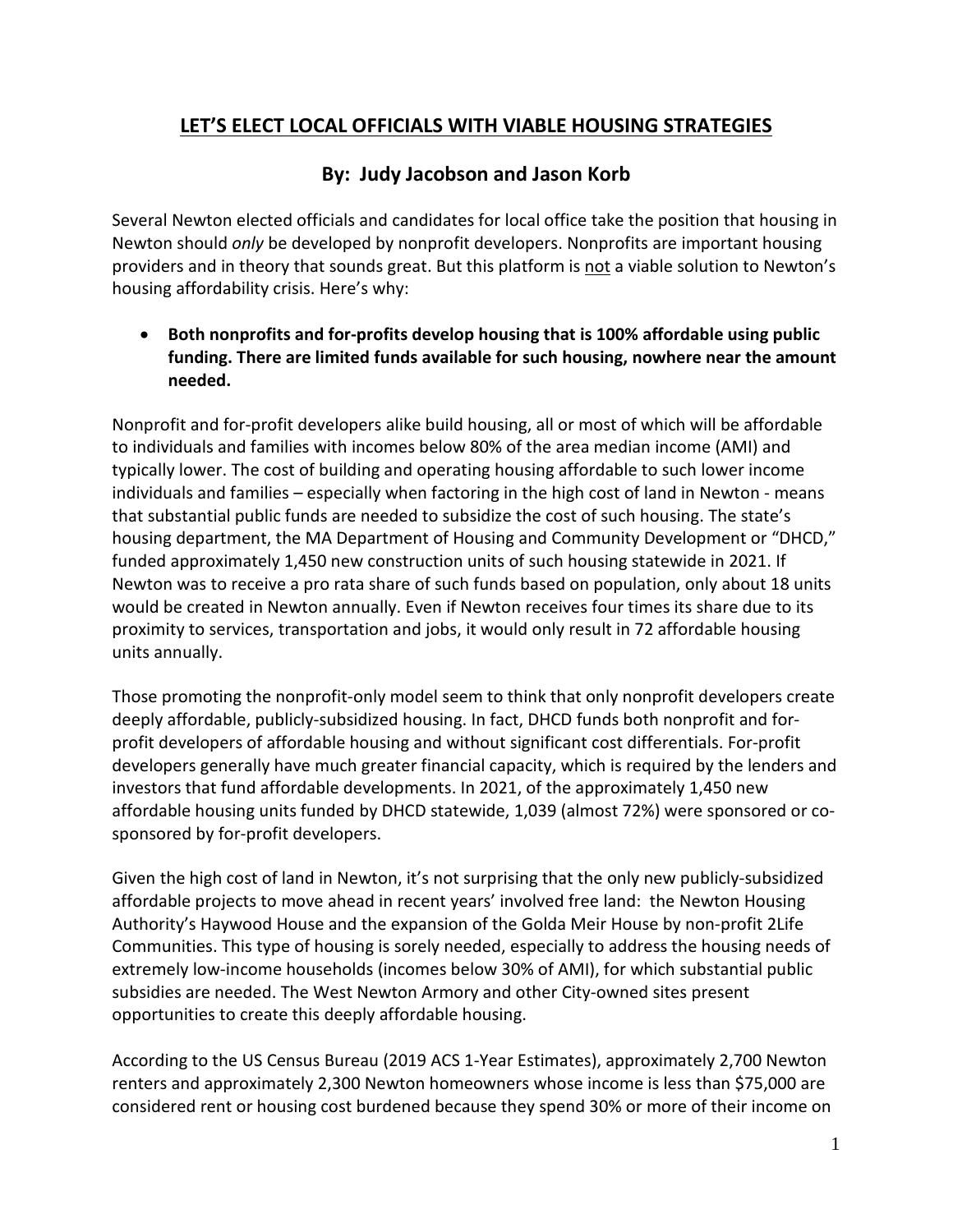# LET'S ELECT LOCAL OFFICIALS WITH VIABLE HOUSING STRATEGIES

## By: Judy Jacobson and Jason Korb

Several Newton elected officials and candidates for local office take the position that housing in Newton should *only* be developed by nonprofit developers. Nonprofits are important housing providers and in theory that sounds great. But this platform is not a viable solution to Newton's housing affordability crisis. Here's why:

- **Both nonprofits and for-profits develop housing that is 100% affordable using public funding. There are limited funds available for such housing, nowhere near the amount needed.**

Nonprofit and for-profit developers alike build housing, all or most of which will be affordable to individuals and families with incomes below 80% of the area median income (AMI) and typically lower. The cost of building and operating housing affordable to such lower income individuals and families – especially when factoring in the high cost of land in Newton - means that substantial public funds are needed to subsidize the cost of such housing. The state's housing department, the MA Department of Housing and Community Development or "DHCD," funded approximately 1,450 new construction units of such housing statewide in 2021. If Newton was to receive a pro rata share of such funds based on population, only about 18 units would be created in Newton annually. Even if Newton receives four times its share due to its proximity to services, transportation and jobs, it would only result in 72 affordable housing units annually.

Those promoting the nonprofit-only model seem to think that only nonprofit developers create deeply affordable, publicly-subsidized housing. In fact, DHCD funds both nonprofit and for-profit developers of affordable housing and without significant cost differentials. For-profit developers generally have much greater financial capacity, which is required by the lenders and investors that fund affordable developments. In 2021, of the approximately 1,450 new affordable housing units funded by DHCD statewide, 1,039 (almost 72%) were sponsored or co-sponsored by for-profit developers.

Given the high cost of land in Newton, it's not surprising that the only new publicly-subsidized affordable projects to move ahead in recent years' involved free land: the Newton Housing Authority's Haywood House and the expansion of the Golda Meir House by non-profit 2Life Communities. This type of housing is sorely needed, especially to address the housing needs of extremely low-income households (incomes below 30% of AMI), for which substantial public subsidies are needed. The West Newton Armory and other City-owned sites present opportunities to create this deeply affordable housing.

According to the US Census Bureau (2019 ACS 1-Year Estimates), approximately 2,700 Newton renters and approximately 2,300 Newton homeowners whose income is less than $75,000 are considered rent or housing cost burdened because they spend 30% or more of their income on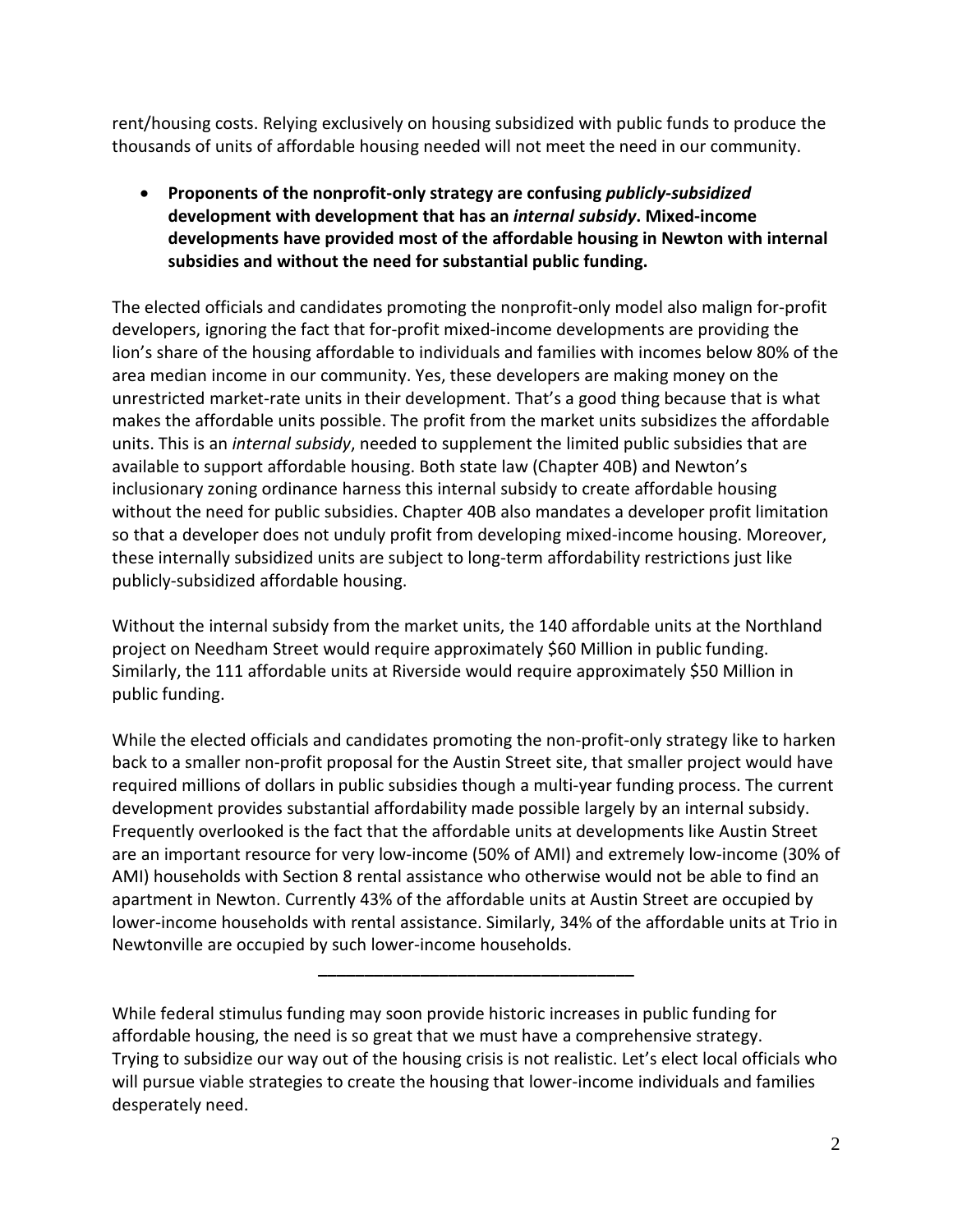rent/housing costs. Relying exclusively on housing subsidized with public funds to produce the thousands of units of affordable housing needed will not meet the need in our community.

- **Proponents of the nonprofit-only strategy are confusing *publicly-subsidized* development with development that has an *internal subsidy*. Mixed-income developments have provided most of the affordable housing in Newton with internal subsidies and without the need for substantial public funding.**

The elected officials and candidates promoting the nonprofit-only model also malign for-profit developers, ignoring the fact that for-profit mixed-income developments are providing the lion's share of the housing affordable to individuals and families with incomes below 80% of the area median income in our community. Yes, these developers are making money on the unrestricted market-rate units in their development. That's a good thing because that is what makes the affordable units possible. The profit from the market units subsidizes the affordable units. This is an *internal subsidy*, needed to supplement the limited public subsidies that are available to support affordable housing. Both state law (Chapter 40B) and Newton's inclusionary zoning ordinance harness this internal subsidy to create affordable housing without the need for public subsidies. Chapter 40B also mandates a developer profit limitation so that a developer does not unduly profit from developing mixed-income housing. Moreover, these internally subsidized units are subject to long-term affordability restrictions just like publicly-subsidized affordable housing.

Without the internal subsidy from the market units, the 140 affordable units at the Northland project on Needham Street would require approximately $60 Million in public funding. Similarly, the 111 affordable units at Riverside would require approximately $50 Million in public funding.

While the elected officials and candidates promoting the non-profit-only strategy like to harken back to a smaller non-profit proposal for the Austin Street site, that smaller project would have required millions of dollars in public subsidies though a multi-year funding process. The current development provides substantial affordability made possible largely by an internal subsidy. Frequently overlooked is the fact that the affordable units at developments like Austin Street are an important resource for very low-income (50% of AMI) and extremely low-income (30% of AMI) households with Section 8 rental assistance who otherwise would not be able to find an apartment in Newton. Currently 43% of the affordable units at Austin Street are occupied by lower-income households with rental assistance. Similarly, 34% of the affordable units at Trio in Newtonville are occupied by such lower-income households.

---

While federal stimulus funding may soon provide historic increases in public funding for affordable housing, the need is so great that we must have a comprehensive strategy. Trying to subsidize our way out of the housing crisis is not realistic. Let's elect local officials who will pursue viable strategies to create the housing that lower-income individuals and families desperately need.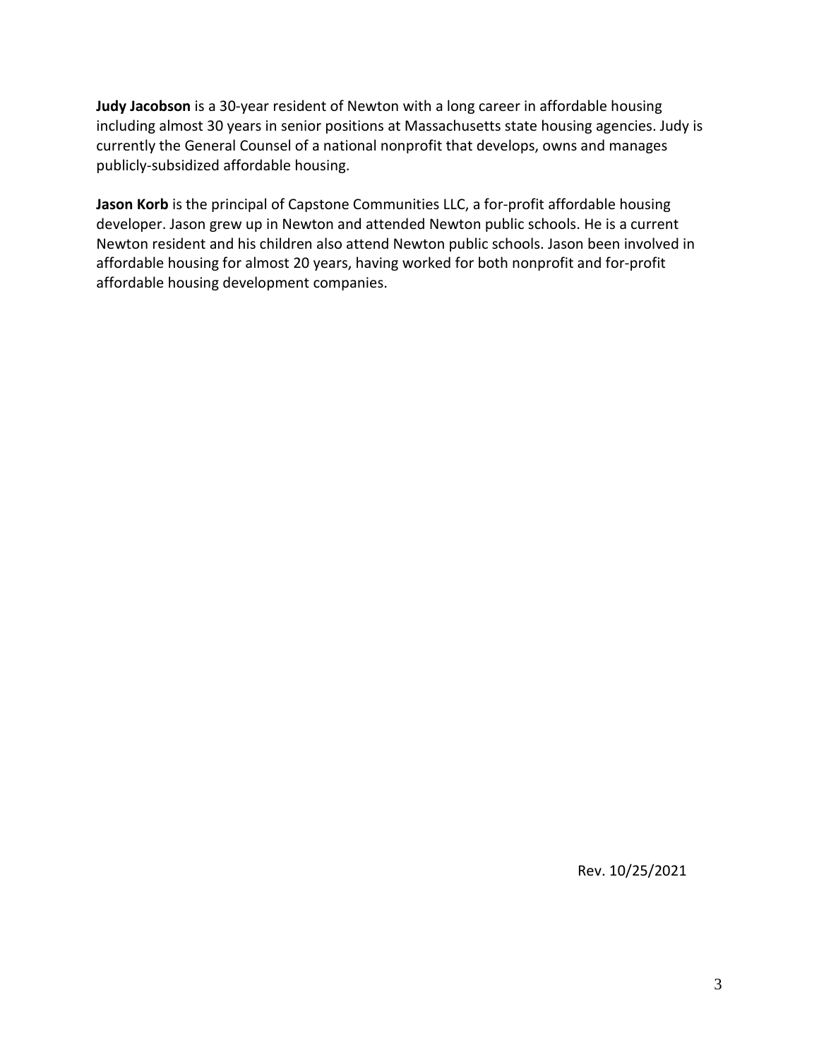**Judy Jacobson** is a 30-year resident of Newton with a long career in affordable housing including almost 30 years in senior positions at Massachusetts state housing agencies. Judy is currently the General Counsel of a national nonprofit that develops, owns and manages publicly-subsidized affordable housing.

**Jason Korb** is the principal of Capstone Communities LLC, a for-profit affordable housing developer. Jason grew up in Newton and attended Newton public schools. He is a current Newton resident and his children also attend Newton public schools. Jason been involved in affordable housing for almost 20 years, having worked for both nonprofit and for-profit affordable housing development companies.

Rev. 10/25/2021